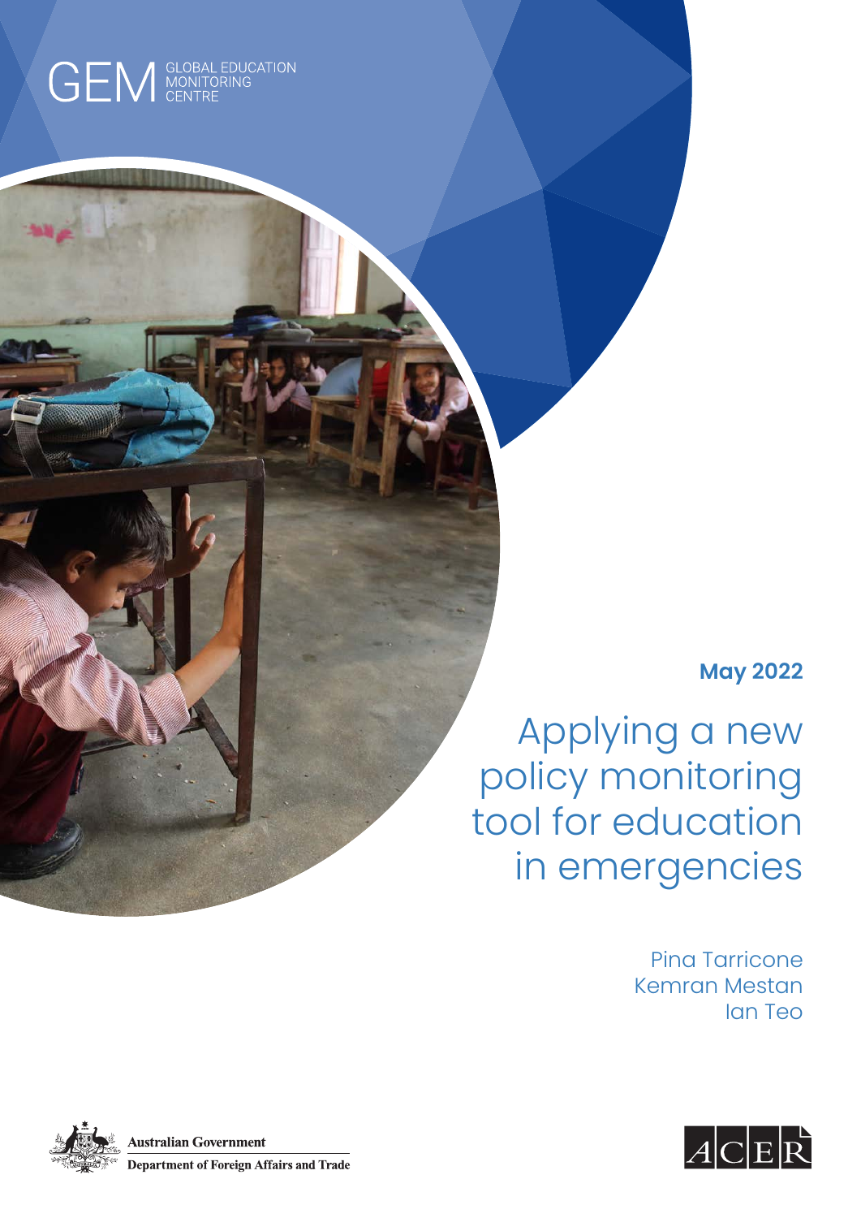GEM GLOBAL EDUCATION MONITORING CENTRE

**May 2022**

# Applying a new policy monitoring tool for education in emergencies

Pina Tarricone
Kemran Mestan
Ian Teo

Australian Government
Department of Foreign Affairs and Trade

ACER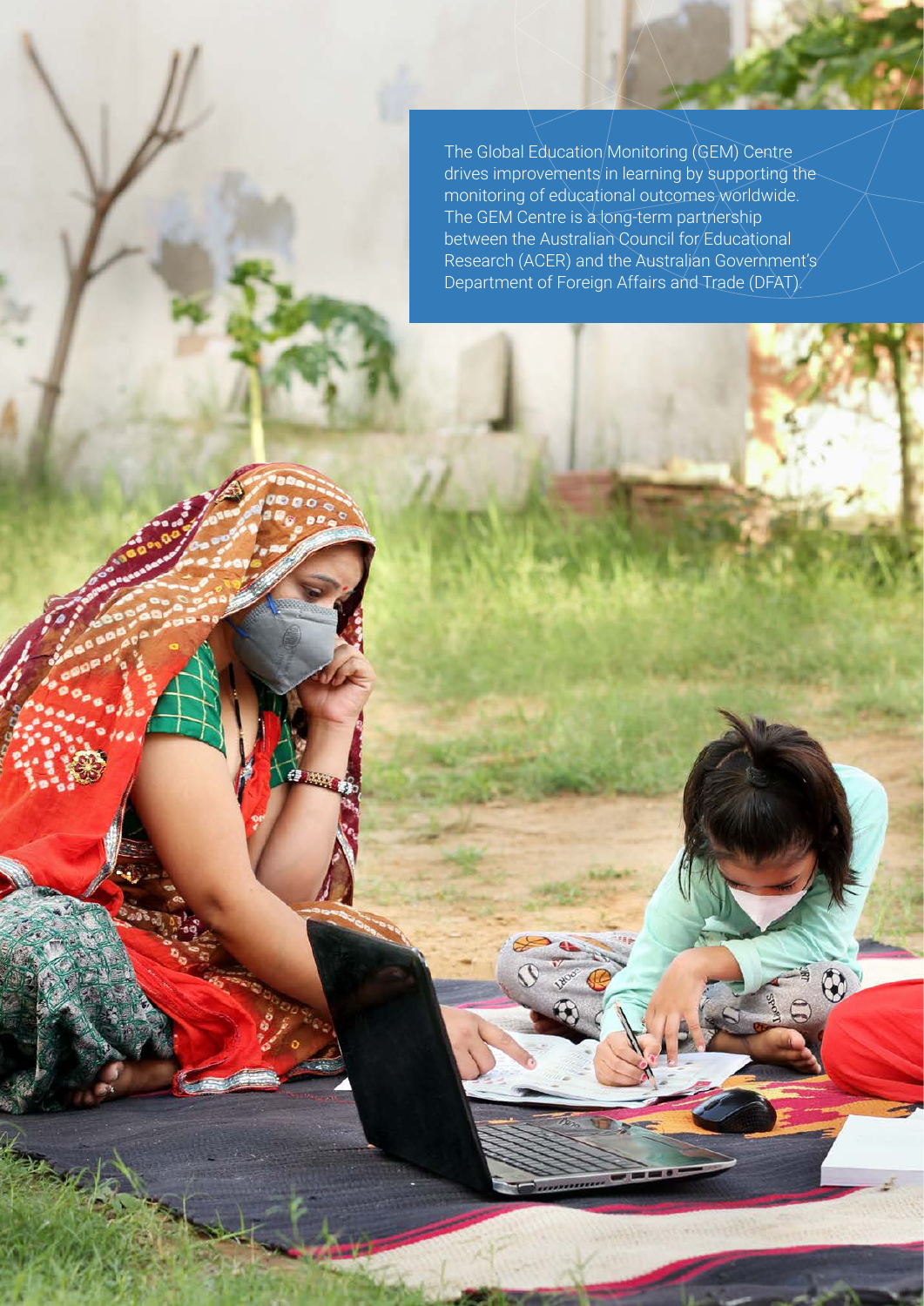The Global Education Monitoring (GEM) Centre drives improvements in learning by supporting the monitoring of educational outcomes worldwide. The GEM Centre is a long-term partnership between the Australian Council for Educational Research (ACER) and the Australian Government's Department of Foreign Affairs and Trade (DFAT).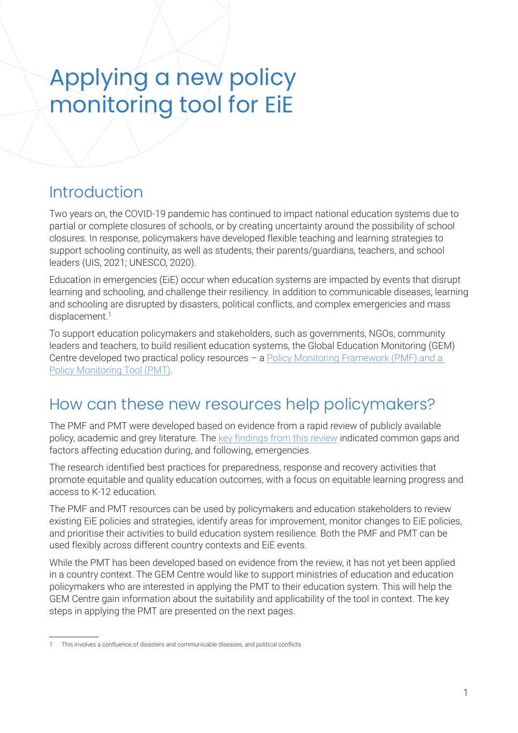# Applying a new policy monitoring tool for EiE

## Introduction

Two years on, the COVID-19 pandemic has continued to impact national education systems due to partial or complete closures of schools, or by creating uncertainty around the possibility of school closures. In response, policymakers have developed flexible teaching and learning strategies to support schooling continuity, as well as students, their parents/guardians, teachers, and school leaders (UIS, 2021; UNESCO, 2020).

Education in emergencies (EiE) occur when education systems are impacted by events that disrupt learning and schooling, and challenge their resiliency. In addition to communicable diseases, learning and schooling are disrupted by disasters, political conflicts, and complex emergencies and mass displacement.[1]

To support education policymakers and stakeholders, such as governments, NGOs, community leaders and teachers, to build resilient education systems, the Global Education Monitoring (GEM) Centre developed two practical policy resources – a Policy Monitoring Framework (PMF) and a Policy Monitoring Tool (PMT).

## How can these new resources help policymakers?

The PMF and PMT were developed based on evidence from a rapid review of publicly available policy, academic and grey literature. The key findings from this review indicated common gaps and factors affecting education during, and following, emergencies.

The research identified best practices for preparedness, response and recovery activities that promote equitable and quality education outcomes, with a focus on equitable learning progress and access to K-12 education.

The PMF and PMT resources can be used by policymakers and education stakeholders to review existing EiE policies and strategies, identify areas for improvement, monitor changes to EiE policies, and prioritise their activities to build education system resilience. Both the PMF and PMT can be used flexibly across different country contexts and EiE events.

While the PMT has been developed based on evidence from the review, it has not yet been applied in a country context. The GEM Centre would like to support ministries of education and education policymakers who are interested in applying the PMT to their education system. This will help the GEM Centre gain information about the suitability and applicability of the tool in context. The key steps in applying the PMT are presented on the next pages.

---

1 This involves a confluence of disasters and communicable diseases, and political conflicts.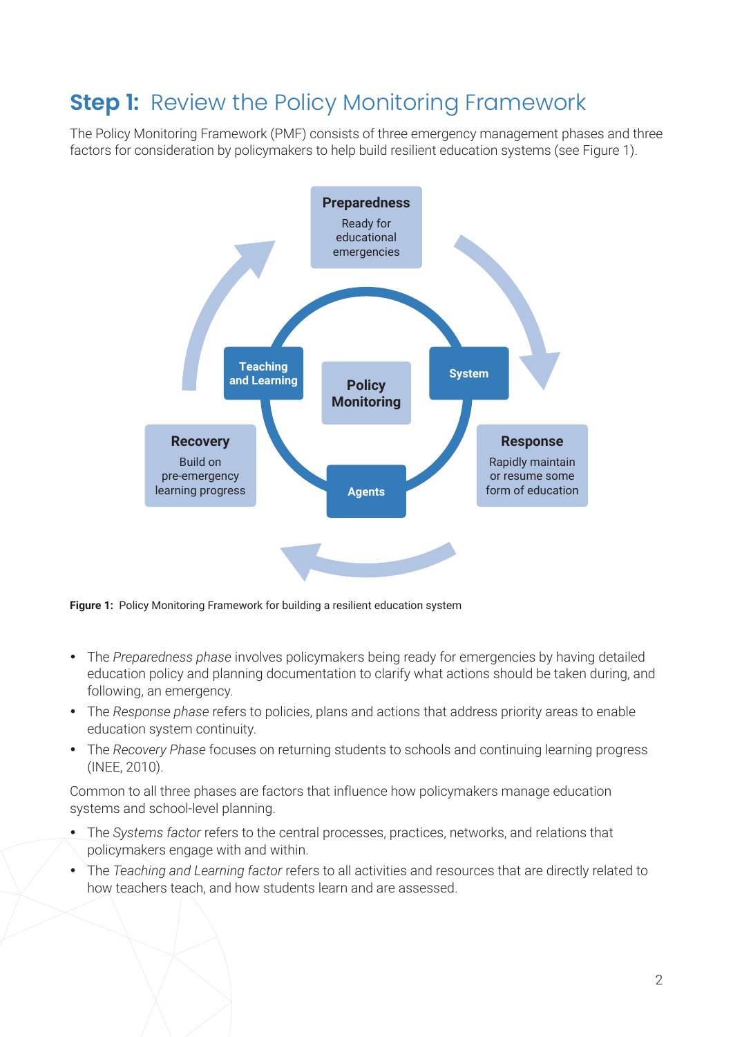## Step 1: Review the Policy Monitoring Framework

The Policy Monitoring Framework (PMF) consists of three emergency management phases and three factors for consideration by policymakers to help build resilient education systems (see Figure 1).

Preparedness
Ready for educational emergencies

Response
Rapidly maintain or resume some form of education

Recovery
Build on pre-emergency learning progress

Policy Monitoring

Teaching and Learning

System

Agents

**Figure 1:** Policy Monitoring Framework for building a resilient education system

- The *Preparedness phase* involves policymakers being ready for emergencies by having detailed education policy and planning documentation to clarify what actions should be taken during, and following, an emergency.
- The *Response phase* refers to policies, plans and actions that address priority areas to enable education system continuity.
- The *Recovery Phase* focuses on returning students to schools and continuing learning progress (INEE, 2010).

Common to all three phases are factors that influence how policymakers manage education systems and school-level planning.

- The *Systems factor* refers to the central processes, practices, networks, and relations that policymakers engage with and within.
- The *Teaching and Learning factor* refers to all activities and resources that are directly related to how teachers teach, and how students learn and are assessed.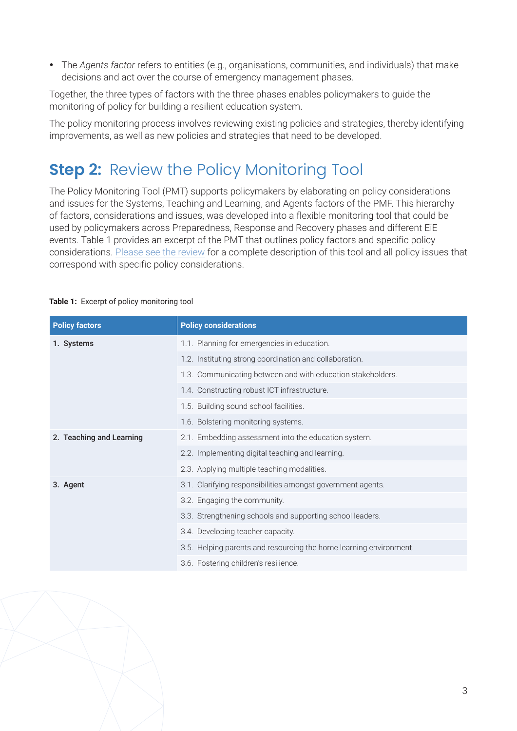- The *Agents factor* refers to entities (e.g., organisations, communities, and individuals) that make decisions and act over the course of emergency management phases.

Together, the three types of factors with the three phases enables policymakers to guide the monitoring of policy for building a resilient education system.

The policy monitoring process involves reviewing existing policies and strategies, thereby identifying improvements, as well as new policies and strategies that need to be developed.

## **Step 2:** Review the Policy Monitoring Tool

The Policy Monitoring Tool (PMT) supports policymakers by elaborating on policy considerations and issues for the Systems, Teaching and Learning, and Agents factors of the PMF. This hierarchy of factors, considerations and issues, was developed into a flexible monitoring tool that could be used by policymakers across Preparedness, Response and Recovery phases and different EiE events. Table 1 provides an excerpt of the PMT that outlines policy factors and specific policy considerations. Please see the review for a complete description of this tool and all policy issues that correspond with specific policy considerations.

**Table 1:** Excerpt of policy monitoring tool

| Policy factors | Policy considerations |
|---|---|
| 1. Systems | 1.1. Planning for emergencies in education. |
| | 1.2. Instituting strong coordination and collaboration. |
| | 1.3. Communicating between and with education stakeholders. |
| | 1.4. Constructing robust ICT infrastructure. |
| | 1.5. Building sound school facilities. |
| | 1.6. Bolstering monitoring systems. |
| 2. Teaching and Learning | 2.1. Embedding assessment into the education system. |
| | 2.2. Implementing digital teaching and learning. |
| | 2.3. Applying multiple teaching modalities. |
| 3. Agent | 3.1. Clarifying responsibilities amongst government agents. |
| | 3.2. Engaging the community. |
| | 3.3. Strengthening schools and supporting school leaders. |
| | 3.4. Developing teacher capacity. |
| | 3.5. Helping parents and resourcing the home learning environment. |
| | 3.6. Fostering children's resilience. |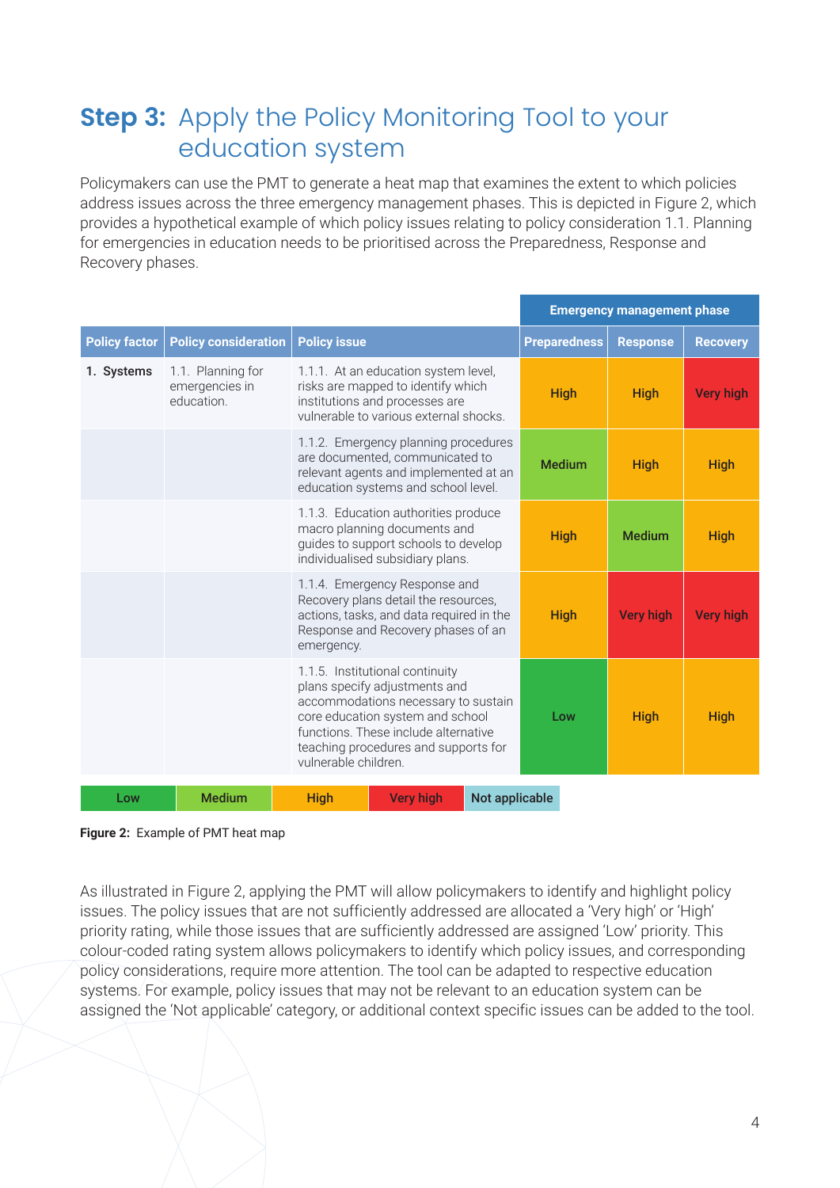## **Step 3:** Apply the Policy Monitoring Tool to your education system

Policymakers can use the PMT to generate a heat map that examines the extent to which policies address issues across the three emergency management phases. This is depicted in Figure 2, which provides a hypothetical example of which policy issues relating to policy consideration 1.1. Planning for emergencies in education needs to be prioritised across the Preparedness, Response and Recovery phases.

| | | | Emergency management phase | | |
|---|---|---|---|---|---|
| **Policy factor** | **Policy consideration** | **Policy issue** | **Preparedness** | **Response** | **Recovery** |
| **1. Systems** | 1.1. Planning for emergencies in education. | 1.1.1. At an education system level, risks are mapped to identify which institutions and processes are vulnerable to various external shocks. | High | High | Very high |
| | | 1.1.2. Emergency planning procedures are documented, communicated to relevant agents and implemented at an education systems and school level. | Medium | High | High |
| | | 1.1.3. Education authorities produce macro planning documents and guides to support schools to develop individualised subsidiary plans. | High | Medium | High |
| | | 1.1.4. Emergency Response and Recovery plans detail the resources, actions, tasks, and data required in the Response and Recovery phases of an emergency. | High | Very high | Very high |
| | | 1.1.5. Institutional continuity plans specify adjustments and accommodations necessary to sustain core education system and school functions. These include alternative teaching procedures and supports for vulnerable children. | Low | High | High |

Low | Medium | High | Very high | Not applicable

**Figure 2:** Example of PMT heat map

As illustrated in Figure 2, applying the PMT will allow policymakers to identify and highlight policy issues. The policy issues that are not sufficiently addressed are allocated a 'Very high' or 'High' priority rating, while those issues that are sufficiently addressed are assigned 'Low' priority. This colour-coded rating system allows policymakers to identify which policy issues, and corresponding policy considerations, require more attention. The tool can be adapted to respective education systems. For example, policy issues that may not be relevant to an education system can be assigned the 'Not applicable' category, or additional context specific issues can be added to the tool.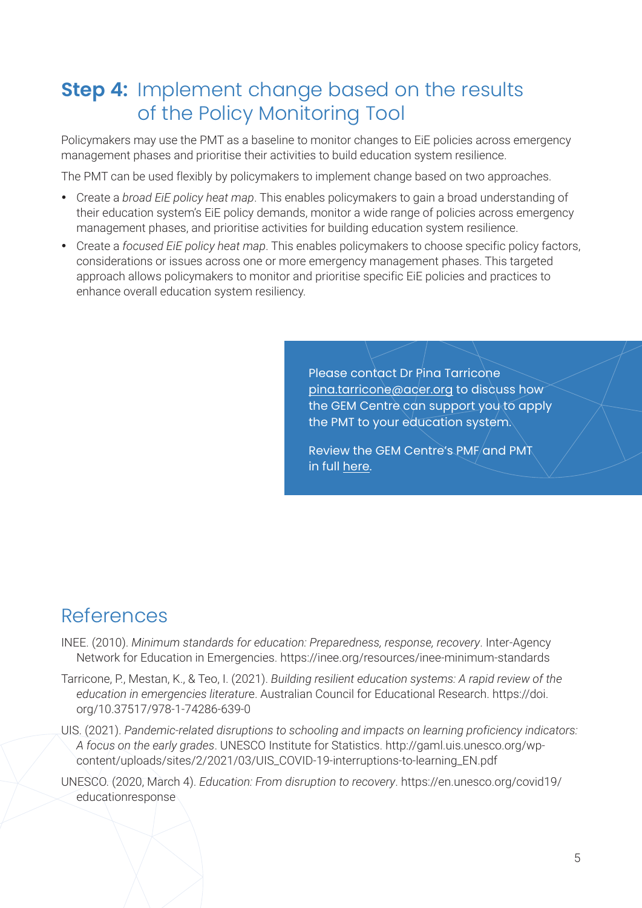## **Step 4:** Implement change based on the results of the Policy Monitoring Tool

Policymakers may use the PMT as a baseline to monitor changes to EiE policies across emergency management phases and prioritise their activities to build education system resilience.

The PMT can be used flexibly by policymakers to implement change based on two approaches.

- Create a *broad EiE policy heat map*. This enables policymakers to gain a broad understanding of their education system's EiE policy demands, monitor a wide range of policies across emergency management phases, and prioritise activities for building education system resilience.
- Create a *focused EiE policy heat map*. This enables policymakers to choose specific policy factors, considerations or issues across one or more emergency management phases. This targeted approach allows policymakers to monitor and prioritise specific EiE policies and practices to enhance overall education system resiliency.

Please contact Dr Pina Tarricone pina.tarricone@acer.org to discuss how the GEM Centre can support you to apply the PMT to your education system.

Review the GEM Centre's PMF and PMT in full here.

## References

INEE. (2010). *Minimum standards for education: Preparedness, response, recovery*. Inter-Agency Network for Education in Emergencies. https://inee.org/resources/inee-minimum-standards

Tarricone, P., Mestan, K., & Teo, I. (2021). *Building resilient education systems: A rapid review of the education in emergencies literature*. Australian Council for Educational Research. https://doi.org/10.37517/978-1-74286-639-0

UIS. (2021). *Pandemic-related disruptions to schooling and impacts on learning proficiency indicators: A focus on the early grades*. UNESCO Institute for Statistics. http://gaml.uis.unesco.org/wp-content/uploads/sites/2/2021/03/UIS_COVID-19-interruptions-to-learning_EN.pdf

UNESCO. (2020, March 4). *Education: From disruption to recovery*. https://en.unesco.org/covid19/educationresponse